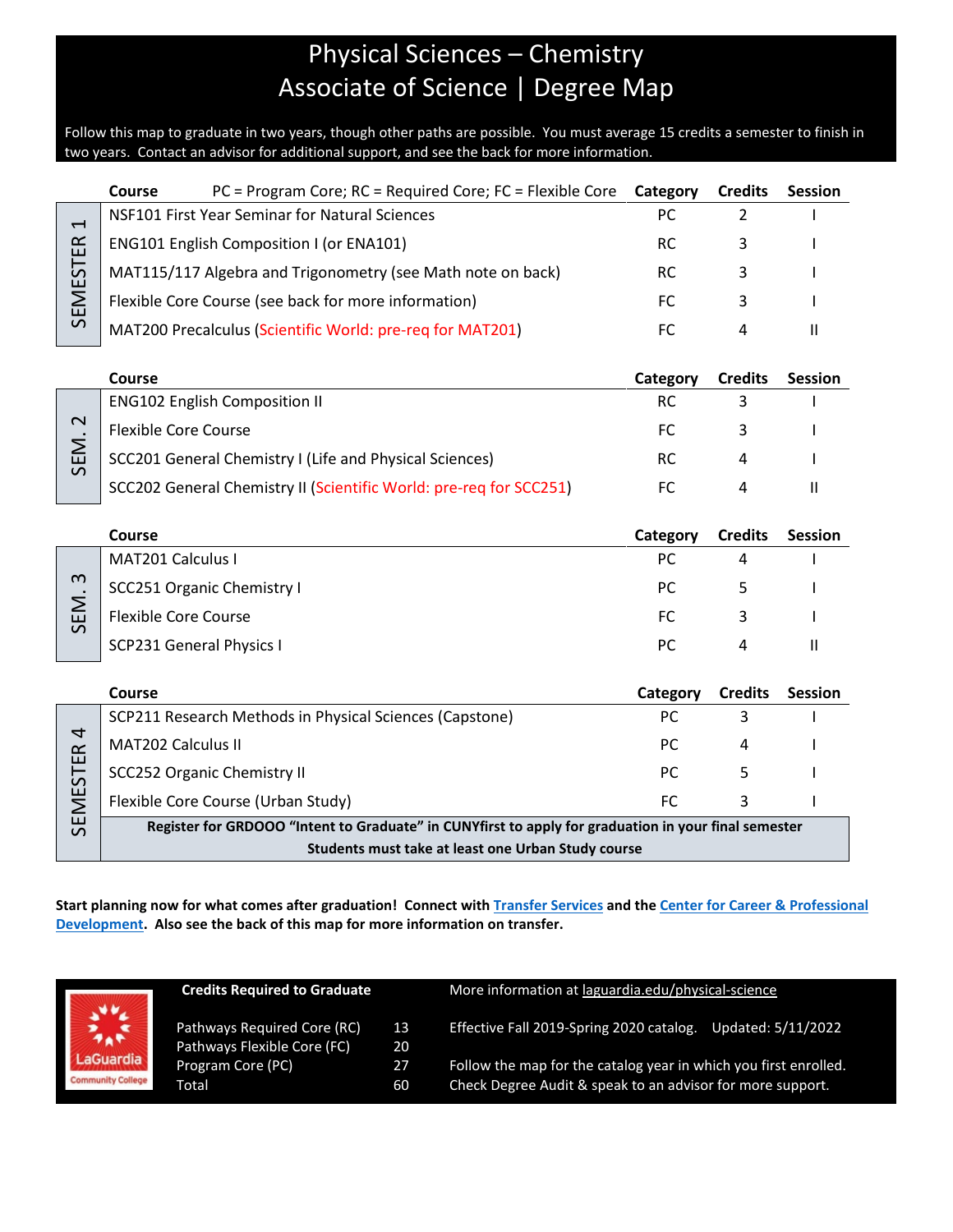# Physical Sciences – Chemistry
## Associate of Science | Degree Map

Follow this map to graduate in two years, though other paths are possible. You must average 15 credits a semester to finish in two years. Contact an advisor for additional support, and see the back for more information.

PC = Program Core; RC = Required Core; FC = Flexible Core

### SEMESTER 1

| Course | Category | Credits | Session |
|---|---|---|---|
| NSF101 First Year Seminar for Natural Sciences | PC | 2 | I |
| ENG101 English Composition I (or ENA101) | RC | 3 | I |
| MAT115/117 Algebra and Trigonometry (see Math note on back) | RC | 3 | I |
| Flexible Core Course (see back for more information) | FC | 3 | I |
| MAT200 Precalculus (Scientific World: pre-req for MAT201) | FC | 4 | II |

### SEM. 2

| Course | Category | Credits | Session |
|---|---|---|---|
| ENG102 English Composition II | RC | 3 | I |
| Flexible Core Course | FC | 3 | I |
| SCC201 General Chemistry I (Life and Physical Sciences) | RC | 4 | I |
| SCC202 General Chemistry II (Scientific World: pre-req for SCC251) | FC | 4 | II |

### SEM. 3

| Course | Category | Credits | Session |
|---|---|---|---|
| MAT201 Calculus I | PC | 4 | I |
| SCC251 Organic Chemistry I | PC | 5 | I |
| Flexible Core Course | FC | 3 | I |
| SCP231 General Physics I | PC | 4 | II |

### SEMESTER 4

| Course | Category | Credits | Session |
|---|---|---|---|
| SCP211 Research Methods in Physical Sciences (Capstone) | PC | 3 | I |
| MAT202 Calculus II | PC | 4 | I |
| SCC252 Organic Chemistry II | PC | 5 | I |
| Flexible Core Course (Urban Study) | FC | 3 | I |

**Register for GRDOOO "Intent to Graduate" in CUNYfirst to apply for graduation in your final semester**
**Students must take at least one Urban Study course**

**Start planning now for what comes after graduation! Connect with Transfer Services and the Center for Career & Professional Development. Also see the back of this map for more information on transfer.**

**Credits Required to Graduate**

| | |
|---|---|
| Pathways Required Core (RC) | 13 |
| Pathways Flexible Core (FC) | 20 |
| Program Core (PC) | 27 |
| Total | 60 |

More information at laguardia.edu/physical-science

Effective Fall 2019-Spring 2020 catalog. Updated: 5/11/2022

Follow the map for the catalog year in which you first enrolled. Check Degree Audit & speak to an advisor for more support.

LaGuardia Community College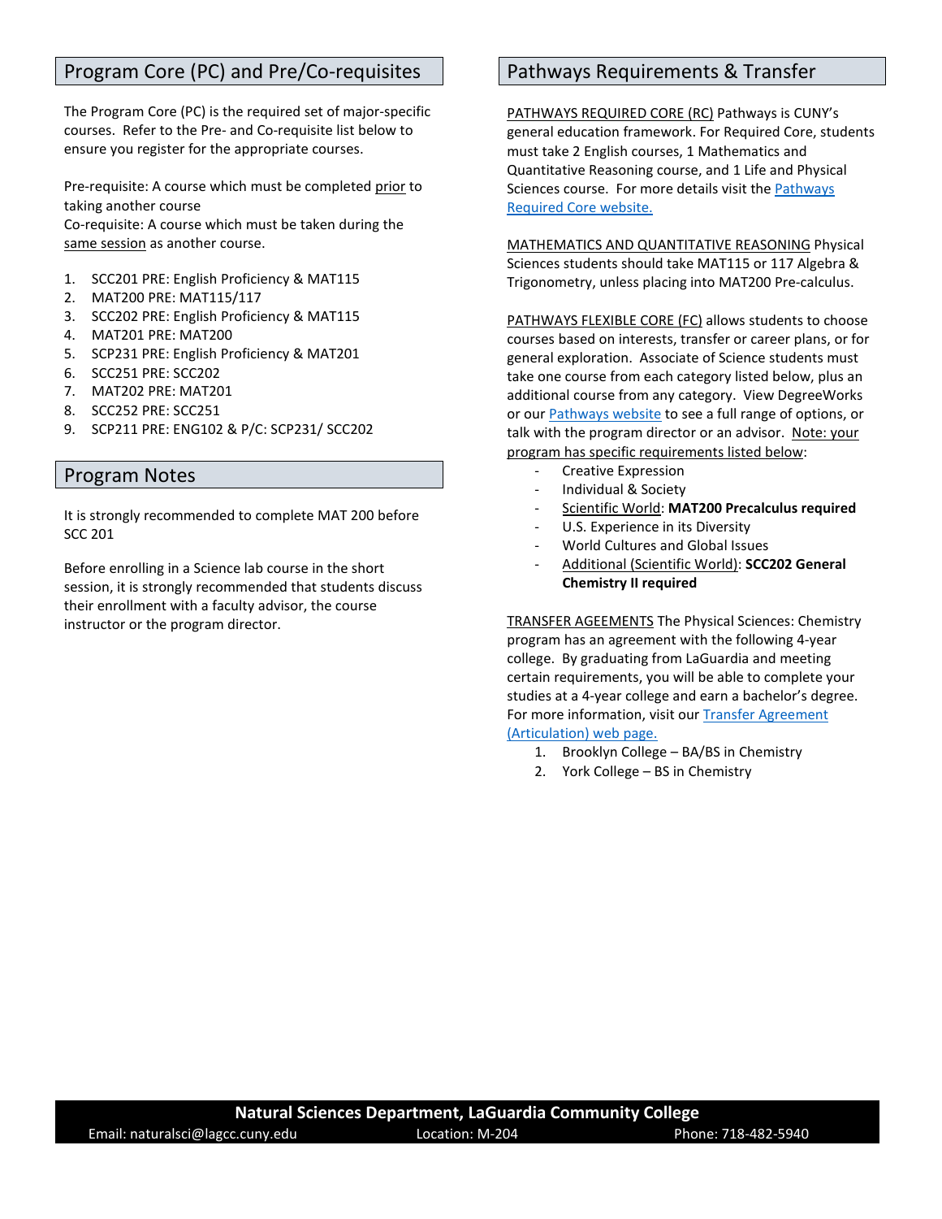## Program Core (PC) and Pre/Co-requisites

The Program Core (PC) is the required set of major-specific courses. Refer to the Pre- and Co-requisite list below to ensure you register for the appropriate courses.

Pre-requisite: A course which must be completed prior to taking another course
Co-requisite: A course which must be taken during the same session as another course.

1. SCC201 PRE: English Proficiency & MAT115
2. MAT200 PRE: MAT115/117
3. SCC202 PRE: English Proficiency & MAT115
4. MAT201 PRE: MAT200
5. SCP231 PRE: English Proficiency & MAT201
6. SCC251 PRE: SCC202
7. MAT202 PRE: MAT201
8. SCC252 PRE: SCC251
9. SCP211 PRE: ENG102 & P/C: SCP231/ SCC202

## Program Notes

It is strongly recommended to complete MAT 200 before SCC 201

Before enrolling in a Science lab course in the short session, it is strongly recommended that students discuss their enrollment with a faculty advisor, the course instructor or the program director.

## Pathways Requirements & Transfer

PATHWAYS REQUIRED CORE (RC) Pathways is CUNY's general education framework. For Required Core, students must take 2 English courses, 1 Mathematics and Quantitative Reasoning course, and 1 Life and Physical Sciences course. For more details visit the Pathways Required Core website.

MATHEMATICS AND QUANTITATIVE REASONING Physical Sciences students should take MAT115 or 117 Algebra & Trigonometry, unless placing into MAT200 Pre-calculus.

PATHWAYS FLEXIBLE CORE (FC) allows students to choose courses based on interests, transfer or career plans, or for general exploration. Associate of Science students must take one course from each category listed below, plus an additional course from any category. View DegreeWorks or our Pathways website to see a full range of options, or talk with the program director or an advisor. Note: your program has specific requirements listed below:

- Creative Expression
- Individual & Society
- Scientific World: **MAT200 Precalculus required**
- U.S. Experience in its Diversity
- World Cultures and Global Issues
- Additional (Scientific World): **SCC202 General Chemistry II required**

TRANSFER AGEEMENTS The Physical Sciences: Chemistry program has an agreement with the following 4-year college. By graduating from LaGuardia and meeting certain requirements, you will be able to complete your studies at a 4-year college and earn a bachelor's degree. For more information, visit our Transfer Agreement (Articulation) web page.

1. Brooklyn College – BA/BS in Chemistry
2. York College – BS in Chemistry

**Natural Sciences Department, LaGuardia Community College**
Email: naturalsci@lagcc.cuny.edu Location: M-204 Phone: 718-482-5940